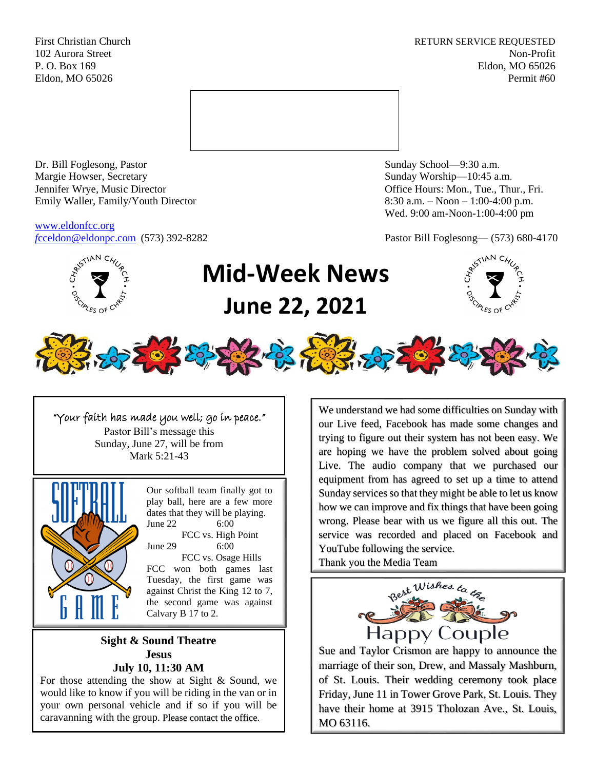First Christian Church
102 Aurora Street
P. O. Box 169
Eldon, MO 65026

RETURN SERVICE REQUESTED
Non-Profit
Eldon, MO 65026
Permit #60

Dr. Bill Foglesong, Pastor
Margie Howser, Secretary
Jennifer Wrye, Music Director
Emily Waller, Family/Youth Director

www.eldonfcc.org
fcceldon@eldonpc.com (573) 392-8282

Sunday School—9:30 a.m.
Sunday Worship—10:45 a.m.
Office Hours: Mon., Tue., Thur., Fri.
8:30 a.m. – Noon – 1:00-4:00 p.m.
Wed. 9:00 am-Noon-1:00-4:00 pm

Pastor Bill Foglesong— (573) 680-4170

# Mid-Week News
# June 22, 2021

"Your faith has made you well; go in peace."
Pastor Bill's message this Sunday, June 27, will be from Mark 5:21-43

**SOFTBALL GAME**

Our softball team finally got to play ball, here are a few more dates that they will be playing.

June 22 6:00
FCC vs. High Point

June 29 6:00
FCC vs. Osage Hills

FCC won both games last Tuesday, the first game was against Christ the King 12 to 7, the second game was against Calvary B 17 to 2.

**Sight & Sound Theatre**
**Jesus**
**July 10, 11:30 AM**

For those attending the show at Sight & Sound, we would like to know if you will be riding in the van or in your own personal vehicle and if so if you will be caravanning with the group. Please contact the office.

We understand we had some difficulties on Sunday with our Live feed, Facebook has made some changes and trying to figure out their system has not been easy. We are hoping we have the problem solved about going Live. The audio company that we purchased our equipment from has agreed to set up a time to attend Sunday services so that they might be able to let us know how we can improve and fix things that have been going wrong. Please bear with us we figure all this out. The service was recorded and placed on Facebook and YouTube following the service.
Thank you the Media Team

**Best Wishes to the Happy Couple**

Sue and Taylor Crismon are happy to announce the marriage of their son, Drew, and Massaly Mashburn, of St. Louis. Their wedding ceremony took place Friday, June 11 in Tower Grove Park, St. Louis. They have their home at 3915 Tholozan Ave., St. Louis, MO 63116.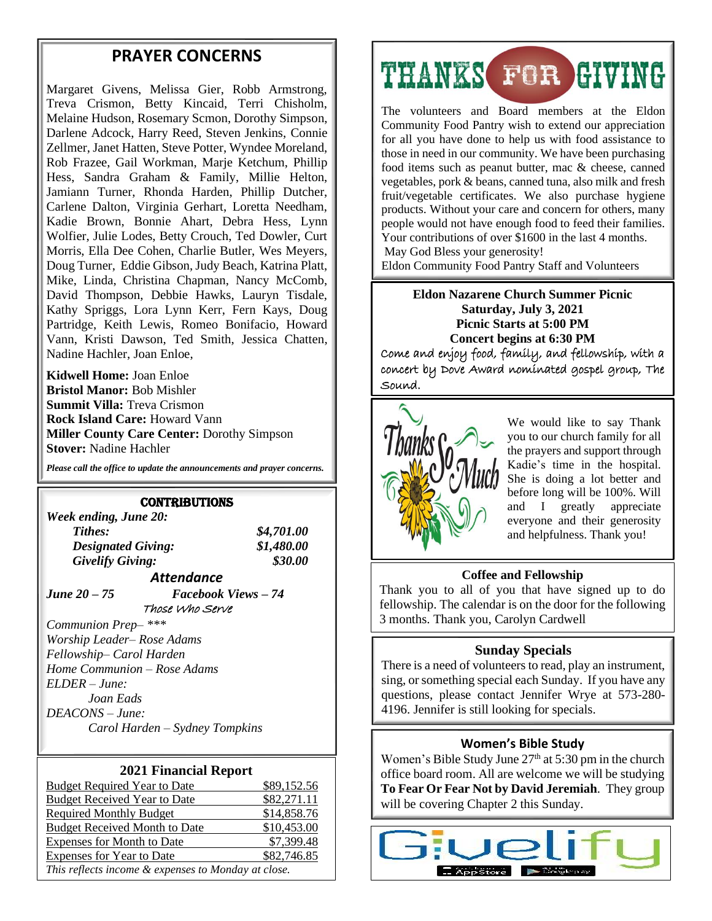## PRAYER CONCERNS

Margaret Givens, Melissa Gier, Robb Armstrong, Treva Crismon, Betty Kincaid, Terri Chisholm, Melaine Hudson, Rosemary Scmon, Dorothy Simpson, Darlene Adcock, Harry Reed, Steven Jenkins, Connie Zellmer, Janet Hatten, Steve Potter, Wyndee Moreland, Rob Frazee, Gail Workman, Marje Ketchum, Phillip Hess, Sandra Graham & Family, Millie Helton, Jamiann Turner, Rhonda Harden, Phillip Dutcher, Carlene Dalton, Virginia Gerhart, Loretta Needham, Kadie Brown, Bonnie Ahart, Debra Hess, Lynn Wolfier, Julie Lodes, Betty Crouch, Ted Dowler, Curt Morris, Ella Dee Cohen, Charlie Butler, Wes Meyers, Doug Turner, Eddie Gibson, Judy Beach, Katrina Platt, Mike, Linda, Christina Chapman, Nancy McComb, David Thompson, Debbie Hawks, Lauryn Tisdale, Kathy Spriggs, Lora Lynn Kerr, Fern Kays, Doug Partridge, Keith Lewis, Romeo Bonifacio, Howard Vann, Kristi Dawson, Ted Smith, Jessica Chatten, Nadine Hachler, Joan Enloe,

**Kidwell Home:** Joan Enloe
**Bristol Manor:** Bob Mishler
**Summit Villa:** Treva Crismon
**Rock Island Care:** Howard Vann
**Miller County Care Center:** Dorothy Simpson
**Stover:** Nadine Hachler

***Please call the office to update the announcements and prayer concerns.***

## CONTRIBUTIONS

***Week ending, June 20:***

| | |
|---|---|
| ***Tithes:*** | ***$4,701.00*** |
| ***Designated Giving:*** | ***$1,480.00*** |
| ***Givelify Giving:*** | ***$30.00*** |

### *Attendance*

***June 20 – 75*** ***Facebook Views – 74***

*Those Who Serve*

*Communion Prep– \*\*\**
*Worship Leader– Rose Adams*
*Fellowship– Carol Harden*
*Home Communion – Rose Adams*
*ELDER – June:*
*Joan Eads*
*DEACONS – June:*
*Carol Harden – Sydney Tompkins*

## 2021 Financial Report

| | |
|---|---|
| Budget Required Year to Date | $89,152.56 |
| Budget Received Year to Date | $82,271.11 |
| Required Monthly Budget | $14,858.76 |
| Budget Received Month to Date | $10,453.00 |
| Expenses for Month to Date | $7,399.48 |
| Expenses for Year to Date | $82,746.85 |

*This reflects income & expenses to Monday at close.*

## THANKS FOR GIVING

The volunteers and Board members at the Eldon Community Food Pantry wish to extend our appreciation for all you have done to help us with food assistance to those in need in our community. We have been purchasing food items such as peanut butter, mac & cheese, canned vegetables, pork & beans, canned tuna, also milk and fresh fruit/vegetable certificates. We also purchase hygiene products. Without your care and concern for others, many people would not have enough food to feed their families. Your contributions of over $1600 in the last 4 months.
May God Bless your generosity!
Eldon Community Food Pantry Staff and Volunteers

**Eldon Nazarene Church Summer Picnic**
**Saturday, July 3, 2021**
**Picnic Starts at 5:00 PM**
**Concert begins at 6:30 PM**

Come and enjoy food, family, and fellowship, with a concert by Dove Award nominated gospel group, The Sound.

Thanks So Much

We would like to say Thank you to our church family for all the prayers and support through Kadie's time in the hospital. She is doing a lot better and before long will be 100%. Will and I greatly appreciate everyone and their generosity and helpfulness. Thank you!

**Coffee and Fellowship**

Thank you to all of you that have signed up to do fellowship. The calendar is on the door for the following 3 months. Thank you, Carolyn Cardwell

**Sunday Specials**

There is a need of volunteers to read, play an instrument, sing, or something special each Sunday. If you have any questions, please contact Jennifer Wrye at 573-280-4196. Jennifer is still looking for specials.

**Women's Bible Study**

Women's Bible Study June 27th at 5:30 pm in the church office board room. All are welcome we will be studying **To Fear Or Fear Not by David Jeremiah**. They group will be covering Chapter 2 this Sunday.

Givelify